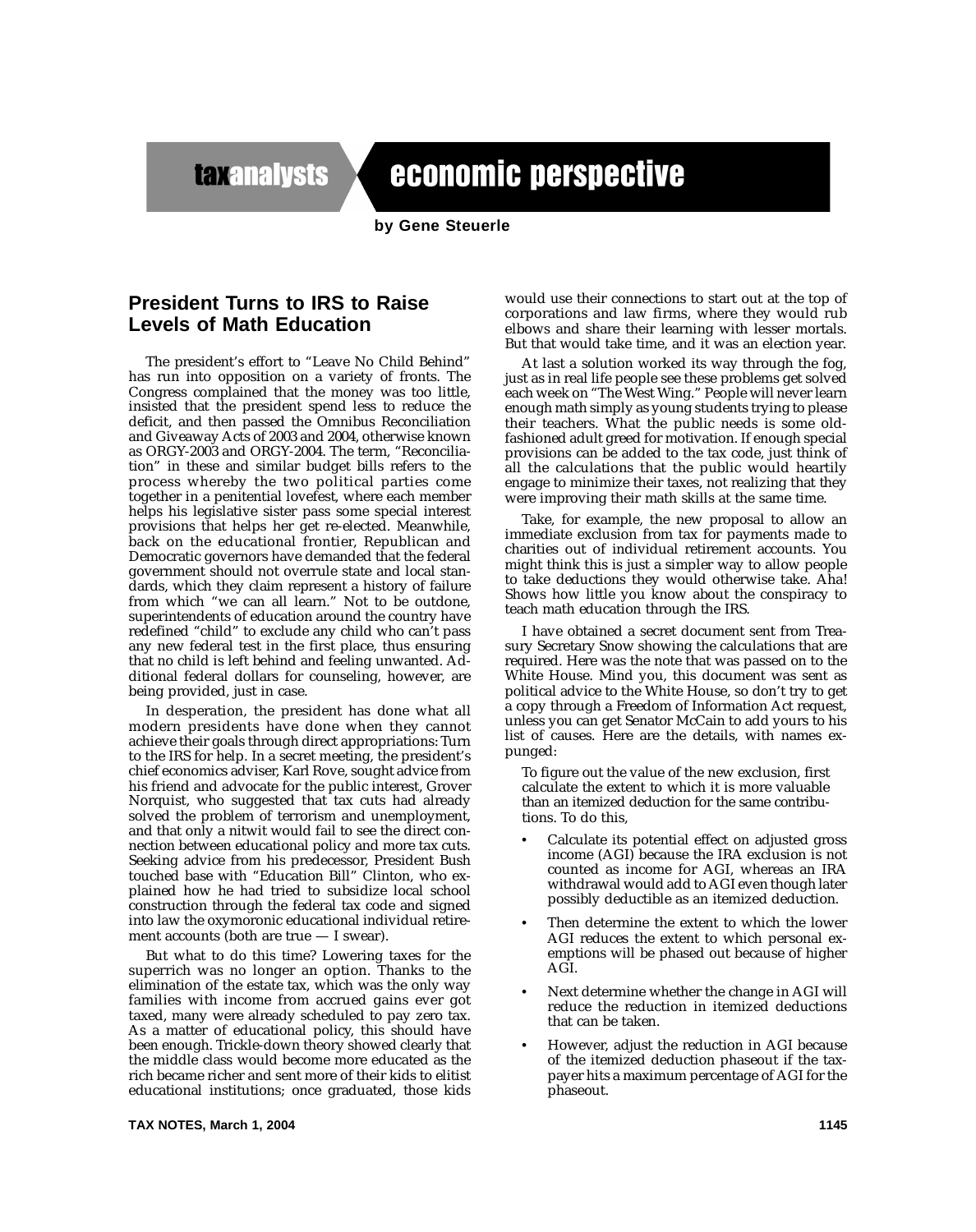taxanalysts economic perspective

by Gene Steuerle

## President Turns to IRS to Raise Levels of Math Education

The president's effort to "Leave No Child Behind" has run into opposition on a variety of fronts. The Congress complained that the money was too little, insisted that the president spend less to reduce the deficit, and then passed the Omnibus Reconciliation and Giveaway Acts of 2003 and 2004, otherwise known as ORGY-2003 and ORGY-2004. The term, "Reconciliation" in these and similar budget bills refers to the process whereby the two political parties come together in a penitential lovefest, where each member helps his legislative sister pass some special interest provisions that helps her get re-elected. Meanwhile, back on the educational frontier, Republican and Democratic governors have demanded that the federal government should not overrule state and local standards, which they claim represent a history of failure from which "we can all learn." Not to be outdone, superintendents of education around the country have redefined "child" to exclude any child who can't pass any new federal test in the first place, thus ensuring that no child is left behind and feeling unwanted. Additional federal dollars for counseling, however, are being provided, just in case.

In desperation, the president has done what all modern presidents have done when they cannot achieve their goals through direct appropriations: Turn to the IRS for help. In a secret meeting, the president's chief economics adviser, Karl Rove, sought advice from his friend and advocate for the public interest, Grover Norquist, who suggested that tax cuts had already solved the problem of terrorism and unemployment, and that only a nitwit would fail to see the direct connection between educational policy and more tax cuts. Seeking advice from his predecessor, President Bush touched base with "Education Bill" Clinton, who explained how he had tried to subsidize local school construction through the federal tax code and signed into law the oxymoronic educational individual retirement accounts (both are true — I swear).

But what to do this time? Lowering taxes for the superrich was no longer an option. Thanks to the elimination of the estate tax, which was the only way families with income from accrued gains ever got taxed, many were already scheduled to pay zero tax. As a matter of educational policy, this should have been enough. Trickle-down theory showed clearly that the middle class would become more educated as the rich became richer and sent more of their kids to elitist educational institutions; once graduated, those kids would use their connections to start out at the top of corporations and law firms, where they would rub elbows and share their learning with lesser mortals. But that would take time, and it was an election year.

At last a solution worked its way through the fog, just as in real life people see these problems get solved each week on "The West Wing." People will never learn enough math simply as young students trying to please their teachers. What the public needs is some old-fashioned adult greed for motivation. If enough special provisions can be added to the tax code, just think of all the calculations that the public would heartily engage to minimize their taxes, not realizing that they were improving their math skills at the same time.

Take, for example, the new proposal to allow an immediate exclusion from tax for payments made to charities out of individual retirement accounts. You might think this is just a simpler way to allow people to take deductions they would otherwise take. Aha! Shows how little you know about the conspiracy to teach math education through the IRS.

I have obtained a secret document sent from Treasury Secretary Snow showing the calculations that are required. Here was the note that was passed on to the White House. Mind you, this document was sent as political advice to the White House, so don't try to get a copy through a Freedom of Information Act request, unless you can get Senator McCain to add yours to his list of causes. Here are the details, with names expunged:

> To figure out the value of the new exclusion, first calculate the extent to which it is more valuable than an itemized deduction for the same contributions. To do this,
>
> - Calculate its potential effect on adjusted gross income (AGI) because the IRA exclusion is not counted as income for AGI, whereas an IRA withdrawal would add to AGI even though later possibly deductible as an itemized deduction.
> - Then determine the extent to which the lower AGI reduces the extent to which personal exemptions will be phased out because of higher AGI.
> - Next determine whether the change in AGI will reduce the reduction in itemized deductions that can be taken.
> - However, adjust the reduction in AGI because of the itemized deduction phaseout if the taxpayer hits a maximum percentage of AGI for the phaseout.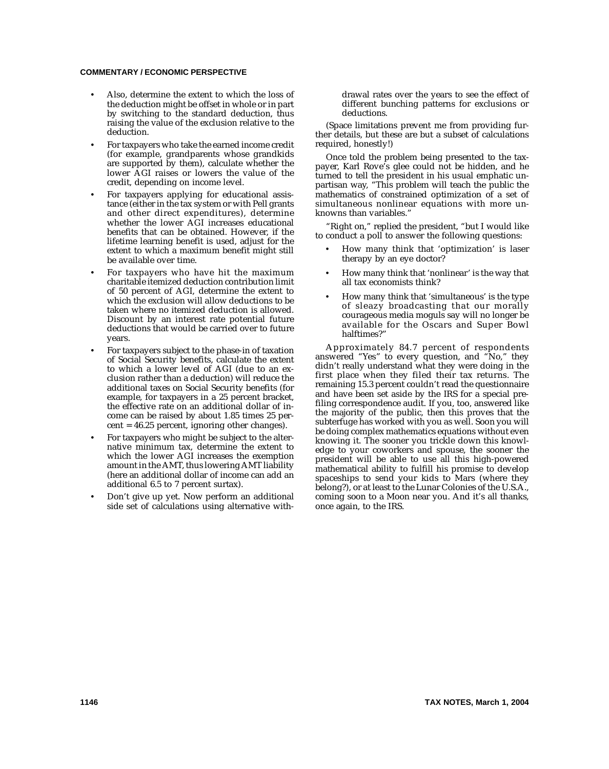- Also, determine the extent to which the loss of the deduction might be offset in whole or in part by switching to the standard deduction, thus raising the value of the exclusion relative to the deduction.
- For taxpayers who take the earned income credit (for example, grandparents whose grandkids are supported by them), calculate whether the lower AGI raises or lowers the value of the credit, depending on income level.
- For taxpayers applying for educational assistance (either in the tax system or with Pell grants and other direct expenditures), determine whether the lower AGI increases educational benefits that can be obtained. However, if the lifetime learning benefit is used, adjust for the extent to which a maximum benefit might still be available over time.
- For taxpayers who have hit the maximum charitable itemized deduction contribution limit of 50 percent of AGI, determine the extent to which the exclusion will allow deductions to be taken where no itemized deduction is allowed. Discount by an interest rate potential future deductions that would be carried over to future years.
- For taxpayers subject to the phase-in of taxation of Social Security benefits, calculate the extent to which a lower level of AGI (due to an exclusion rather than a deduction) will reduce the additional taxes on Social Security benefits (for example, for taxpayers in a 25 percent bracket, the effective rate on an additional dollar of income can be raised by about 1.85 times 25 percent = 46.25 percent, ignoring other changes).
- For taxpayers who might be subject to the alternative minimum tax, determine the extent to which the lower AGI increases the exemption amount in the AMT, thus lowering AMT liability (here an additional dollar of income can add an additional 6.5 to 7 percent surtax).
- Don't give up yet. Now perform an additional side set of calculations using alternative withdrawal rates over the years to see the effect of different bunching patterns for exclusions or deductions.

(Space limitations prevent me from providing further details, but these are but a subset of calculations required, honestly!)

Once told the problem being presented to the taxpayer, Karl Rove's glee could not be hidden, and he turned to tell the president in his usual emphatic unpartisan way, "This problem will teach the public the mathematics of constrained optimization of a set of simultaneous nonlinear equations with more unknowns than variables."

"Right on," replied the president, "but I would like to conduct a poll to answer the following questions:

- How many think that 'optimization' is laser therapy by an eye doctor?
- How many think that 'nonlinear' is the way that all tax economists think?
- How many think that 'simultaneous' is the type of sleazy broadcasting that our morally courageous media moguls say will no longer be available for the Oscars and Super Bowl halftimes?"

Approximately 84.7 percent of respondents answered "Yes" to every question, and "No," they didn't really understand what they were doing in the first place when they filed their tax returns. The remaining 15.3 percent couldn't read the questionnaire and have been set aside by the IRS for a special prefiling correspondence audit. If you, too, answered like the majority of the public, then this proves that the subterfuge has worked with you as well. Soon you will be doing complex mathematics equations without even knowing it. The sooner you trickle down this knowledge to your coworkers and spouse, the sooner the president will be able to use all this high-powered mathematical ability to fulfill his promise to develop spaceships to send your kids to Mars (where they belong?), or at least to the Lunar Colonies of the U.S.A., coming soon to a Moon near you. And it's all thanks, once again, to the IRS.